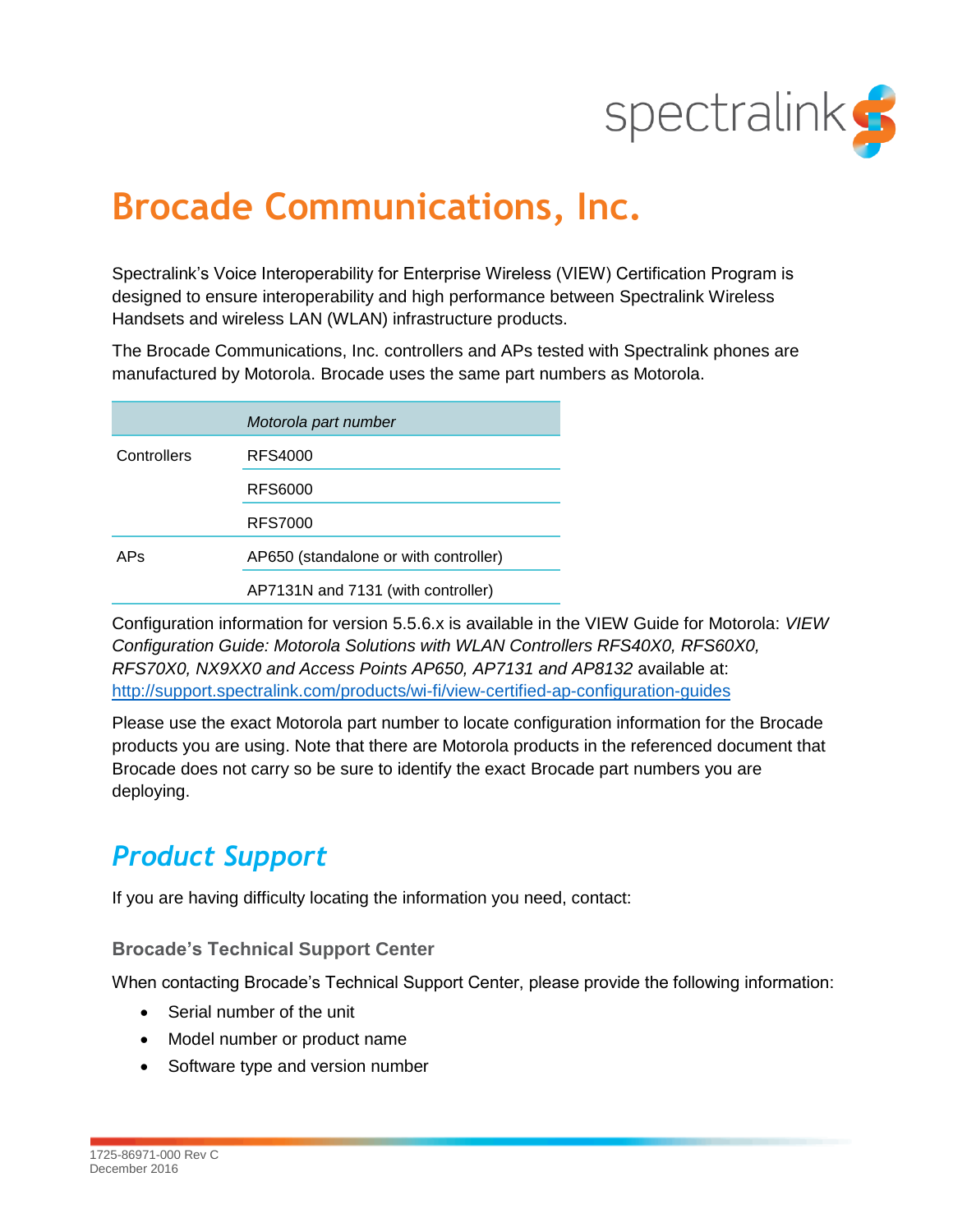# Brocade Communications, Inc.

Spectralink's Voice Interoperability for Enterprise Wireless (VIEW) Certification Program is designed to ensure interoperability and high performance between Spectralink Wireless Handsets and wireless LAN (WLAN) infrastructure products.

The Brocade Communications, Inc. controllers and APs tested with Spectralink phones are manufactured by Motorola. Brocade uses the same part numbers as Motorola.

| | *Motorola part number* |
|---|---|
| Controllers | RFS4000 |
| | RFS6000 |
| | RFS7000 |
| APs | AP650 (standalone or with controller) |
| | AP7131N and 7131 (with controller) |

Configuration information for version 5.5.6.x is available in the VIEW Guide for Motorola: *VIEW Configuration Guide: Motorola Solutions with WLAN Controllers RFS40X0, RFS60X0, RFS70X0, NX9XX0 and Access Points AP650, AP7131 and AP8132* available at: http://support.spectralink.com/products/wi-fi/view-certified-ap-configuration-guides

Please use the exact Motorola part number to locate configuration information for the Brocade products you are using. Note that there are Motorola products in the referenced document that Brocade does not carry so be sure to identify the exact Brocade part numbers you are deploying.

## *Product Support*

If you are having difficulty locating the information you need, contact:

### Brocade's Technical Support Center

When contacting Brocade's Technical Support Center, please provide the following information:

- Serial number of the unit
- Model number or product name
- Software type and version number

1725-86971-000 Rev C
December 2016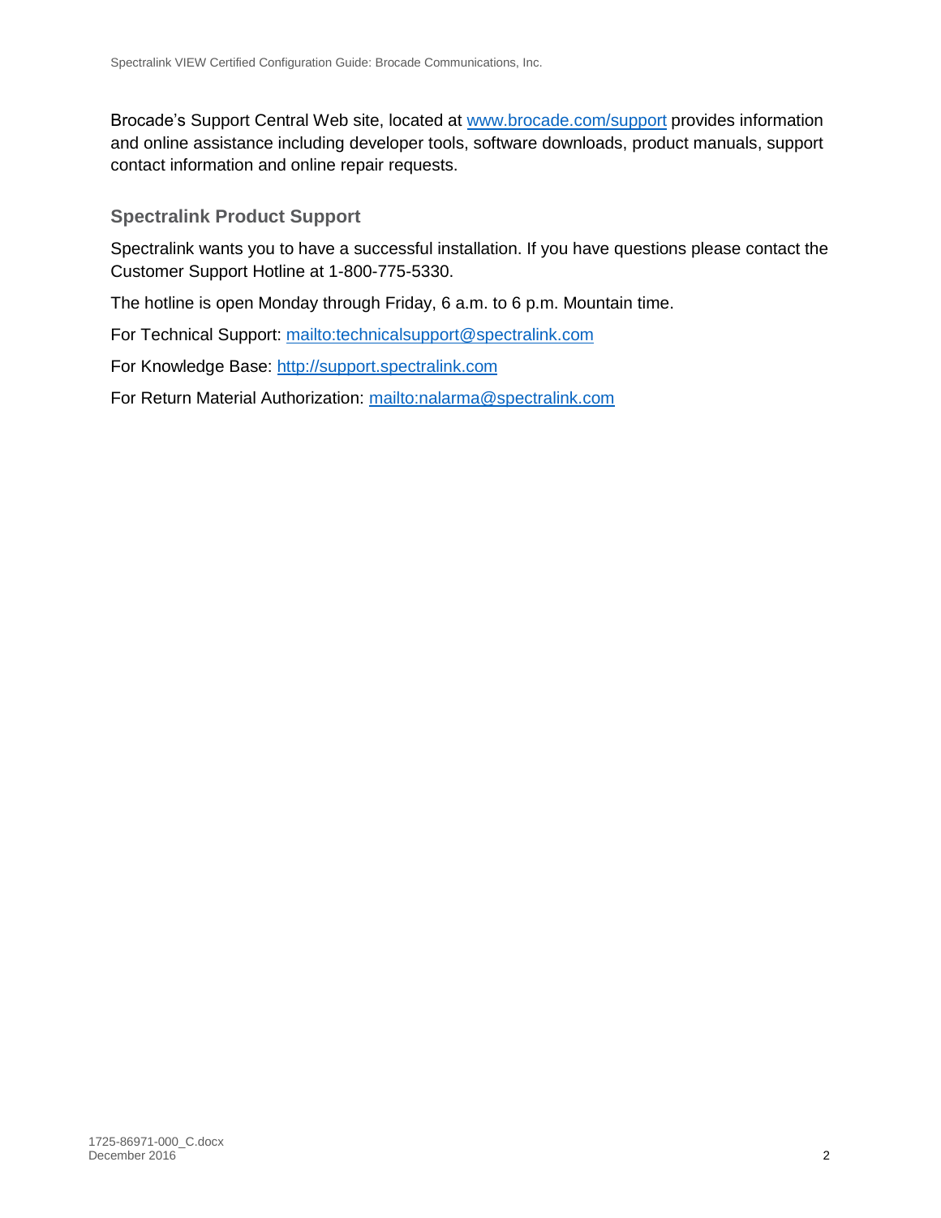Brocade's Support Central Web site, located at www.brocade.com/support provides information and online assistance including developer tools, software downloads, product manuals, support contact information and online repair requests.

### Spectralink Product Support

Spectralink wants you to have a successful installation. If you have questions please contact the Customer Support Hotline at 1-800-775-5330.

The hotline is open Monday through Friday, 6 a.m. to 6 p.m. Mountain time.

For Technical Support: mailto:technicalsupport@spectralink.com

For Knowledge Base: http://support.spectralink.com

For Return Material Authorization: mailto:nalarma@spectralink.com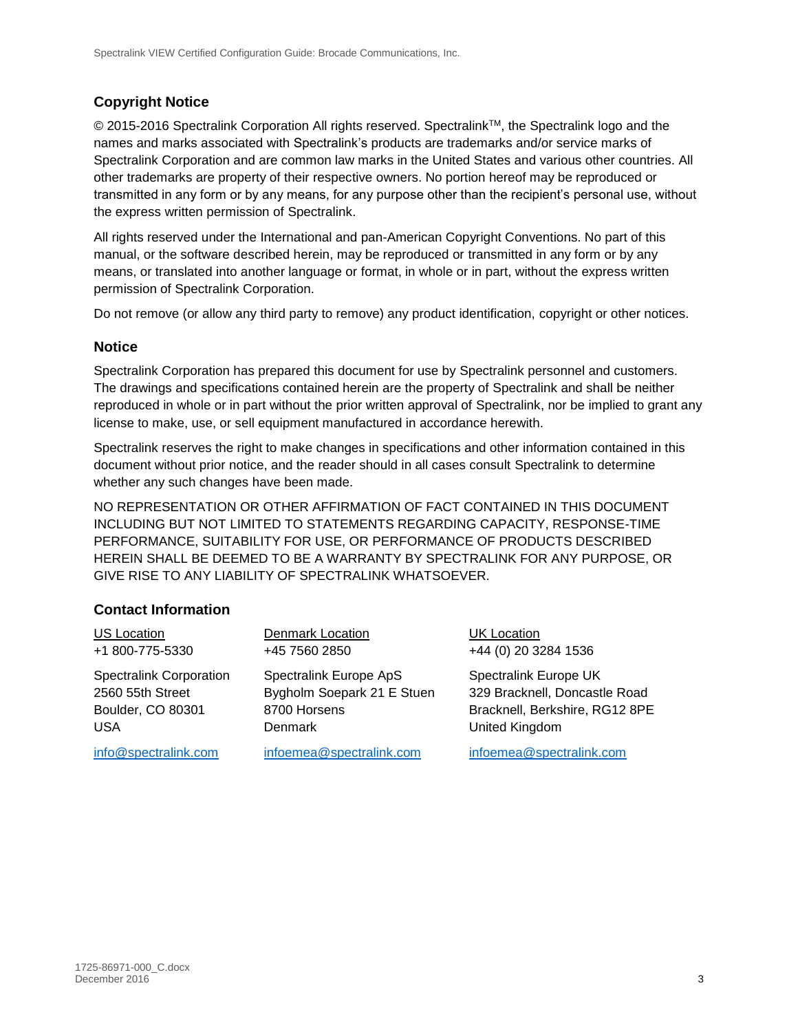## Copyright Notice

© 2015-2016 Spectralink Corporation All rights reserved. Spectralink™, the Spectralink logo and the names and marks associated with Spectralink's products are trademarks and/or service marks of Spectralink Corporation and are common law marks in the United States and various other countries. All other trademarks are property of their respective owners. No portion hereof may be reproduced or transmitted in any form or by any means, for any purpose other than the recipient's personal use, without the express written permission of Spectralink.

All rights reserved under the International and pan-American Copyright Conventions. No part of this manual, or the software described herein, may be reproduced or transmitted in any form or by any means, or translated into another language or format, in whole or in part, without the express written permission of Spectralink Corporation.

Do not remove (or allow any third party to remove) any product identification, copyright or other notices.

## Notice

Spectralink Corporation has prepared this document for use by Spectralink personnel and customers. The drawings and specifications contained herein are the property of Spectralink and shall be neither reproduced in whole or in part without the prior written approval of Spectralink, nor be implied to grant any license to make, use, or sell equipment manufactured in accordance herewith.

Spectralink reserves the right to make changes in specifications and other information contained in this document without prior notice, and the reader should in all cases consult Spectralink to determine whether any such changes have been made.

NO REPRESENTATION OR OTHER AFFIRMATION OF FACT CONTAINED IN THIS DOCUMENT INCLUDING BUT NOT LIMITED TO STATEMENTS REGARDING CAPACITY, RESPONSE-TIME PERFORMANCE, SUITABILITY FOR USE, OR PERFORMANCE OF PRODUCTS DESCRIBED HEREIN SHALL BE DEEMED TO BE A WARRANTY BY SPECTRALINK FOR ANY PURPOSE, OR GIVE RISE TO ANY LIABILITY OF SPECTRALINK WHATSOEVER.

## Contact Information

US Location
+1 800-775-5330

Spectralink Corporation
2560 55th Street
Boulder, CO 80301
USA

info@spectralink.com

Denmark Location
+45 7560 2850

Spectralink Europe ApS
Bygholm Soepark 21 E Stuen
8700 Horsens
Denmark

infoemea@spectralink.com

UK Location
+44 (0) 20 3284 1536

Spectralink Europe UK
329 Bracknell, Doncastle Road
Bracknell, Berkshire, RG12 8PE
United Kingdom

infoemea@spectralink.com